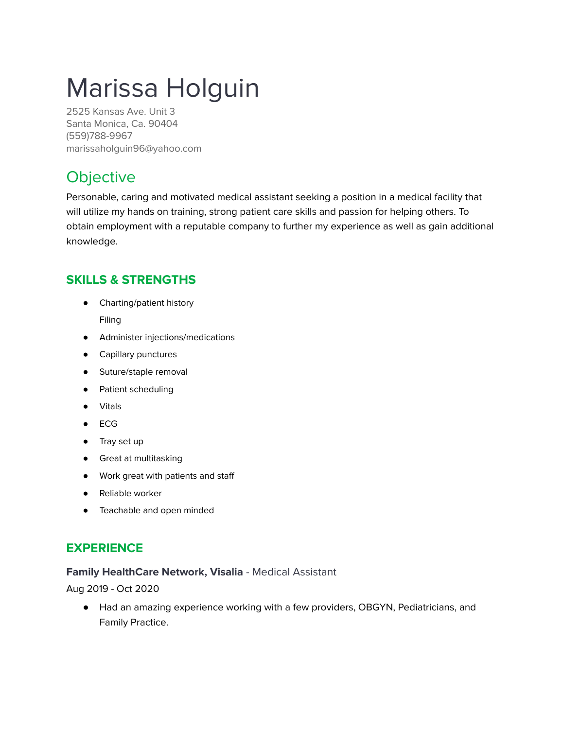# Marissa Holguin

2525 Kansas Ave. Unit 3
Santa Monica, Ca. 90404
(559)788-9967
marissaholguin96@yahoo.com

## Objective

Personable, caring and motivated medical assistant seeking a position in a medical facility that will utilize my hands on training, strong patient care skills and passion for helping others. To obtain employment with a reputable company to further my experience as well as gain additional knowledge.

## SKILLS & STRENGTHS

- Charting/patient history
  Filing
- Administer injections/medications
- Capillary punctures
- Suture/staple removal
- Patient scheduling
- Vitals
- ECG
- Tray set up
- Great at multitasking
- Work great with patients and staff
- Reliable worker
- Teachable and open minded

## EXPERIENCE

**Family HealthCare Network, Visalia** - Medical Assistant
Aug 2019 - Oct 2020

- Had an amazing experience working with a few providers, OBGYN, Pediatricians, and Family Practice.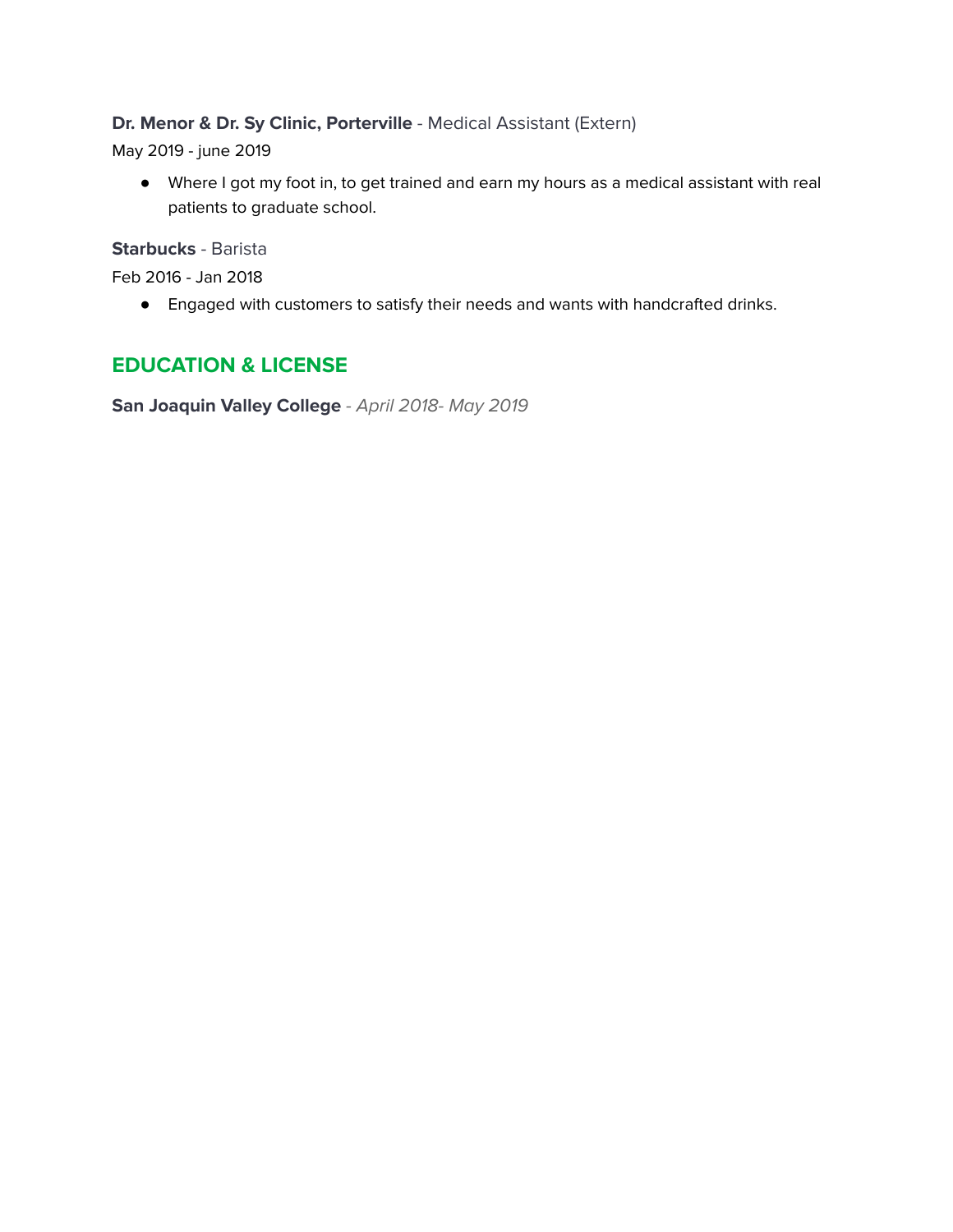**Dr. Menor & Dr. Sy Clinic, Porterville** - Medical Assistant (Extern)

May 2019 - june 2019

- Where I got my foot in, to get trained and earn my hours as a medical assistant with real patients to graduate school.

**Starbucks** - Barista

Feb 2016 - Jan 2018

- Engaged with customers to satisfy their needs and wants with handcrafted drinks.

## EDUCATION & LICENSE

**San Joaquin Valley College** - *April 2018- May 2019*